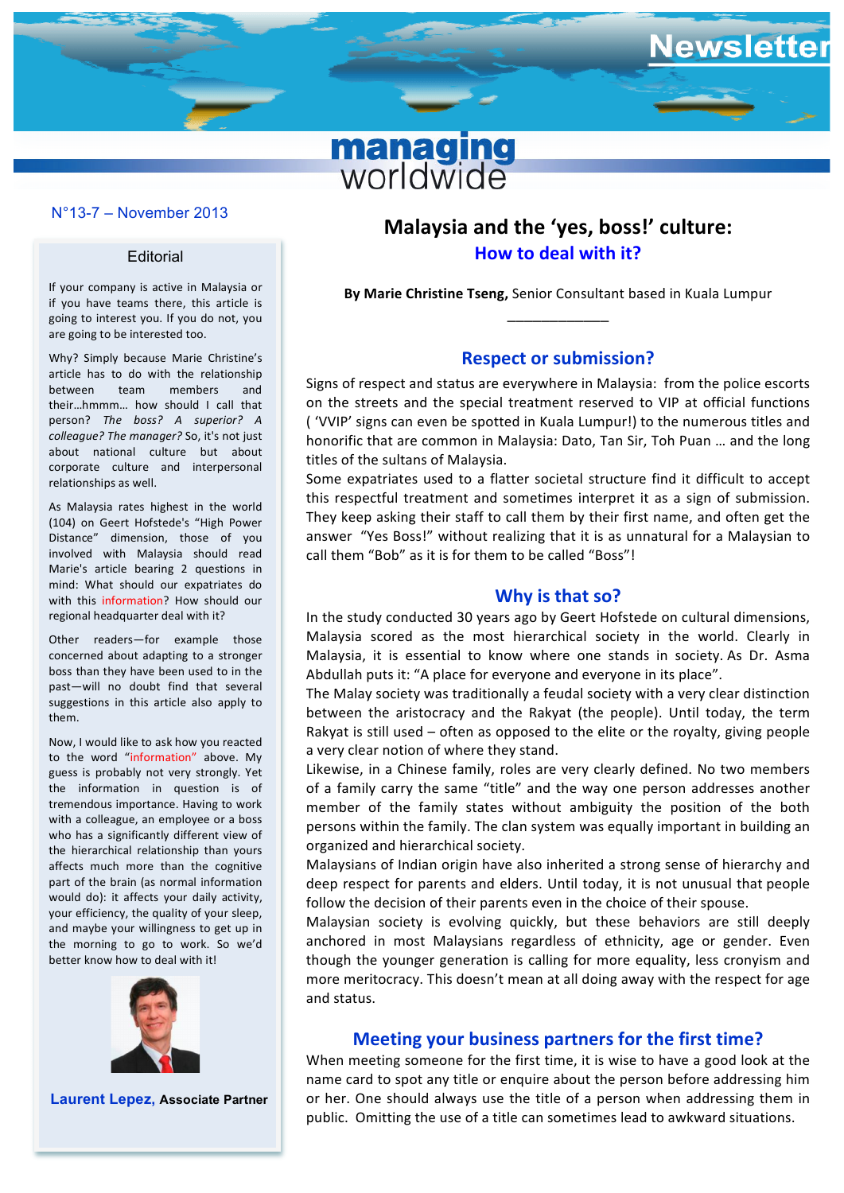Newsletter

**managing** worldwide

N°13-7 – November 2013

## Editorial

If your company is active in Malaysia or if you have teams there, this article is going to interest you. If you do not, you are going to be interested too.

Why? Simply because Marie Christine's article has to do with the relationship between team members and their…hmmm… how should I call that person? *The boss? A superior? A colleague? The manager?* So, it's not just about national culture but about corporate culture and interpersonal relationships as well.

As Malaysia rates highest in the world (104) on Geert Hofstede's "High Power Distance" dimension, those of you involved with Malaysia should read Marie's article bearing 2 questions in mind: What should our expatriates do with this information? How should our regional headquarter deal with it?

Other readers—for example those concerned about adapting to a stronger boss than they have been used to in the past—will no doubt find that several suggestions in this article also apply to them.

Now, I would like to ask how you reacted to the word "information" above. My guess is probably not very strongly. Yet the information in question is of tremendous importance. Having to work with a colleague, an employee or a boss who has a significantly different view of the hierarchical relationship than yours affects much more than the cognitive part of the brain (as normal information would do): it affects your daily activity, your efficiency, the quality of your sleep, and maybe your willingness to get up in the morning to go to work. So we'd better know how to deal with it!

**Laurent Lepez,** Associate Partner

# Malaysia and the 'yes, boss!' culture:

## How to deal with it?

**By Marie Christine Tseng,** Senior Consultant based in Kuala Lumpur

______________

## Respect or submission?

Signs of respect and status are everywhere in Malaysia: from the police escorts on the streets and the special treatment reserved to VIP at official functions ( 'VVIP' signs can even be spotted in Kuala Lumpur!) to the numerous titles and honorific that are common in Malaysia: Dato, Tan Sir, Toh Puan … and the long titles of the sultans of Malaysia.

Some expatriates used to a flatter societal structure find it difficult to accept this respectful treatment and sometimes interpret it as a sign of submission. They keep asking their staff to call them by their first name, and often get the answer "Yes Boss!" without realizing that it is as unnatural for a Malaysian to call them "Bob" as it is for them to be called "Boss"!

## Why is that so?

In the study conducted 30 years ago by Geert Hofstede on cultural dimensions, Malaysia scored as the most hierarchical society in the world. Clearly in Malaysia, it is essential to know where one stands in society. As Dr. Asma Abdullah puts it: "A place for everyone and everyone in its place".

The Malay society was traditionally a feudal society with a very clear distinction between the aristocracy and the Rakyat (the people). Until today, the term Rakyat is still used – often as opposed to the elite or the royalty, giving people a very clear notion of where they stand.

Likewise, in a Chinese family, roles are very clearly defined. No two members of a family carry the same "title" and the way one person addresses another member of the family states without ambiguity the position of the both persons within the family. The clan system was equally important in building an organized and hierarchical society.

Malaysians of Indian origin have also inherited a strong sense of hierarchy and deep respect for parents and elders. Until today, it is not unusual that people follow the decision of their parents even in the choice of their spouse.

Malaysian society is evolving quickly, but these behaviors are still deeply anchored in most Malaysians regardless of ethnicity, age or gender. Even though the younger generation is calling for more equality, less cronyism and more meritocracy. This doesn't mean at all doing away with the respect for age and status.

## Meeting your business partners for the first time?

When meeting someone for the first time, it is wise to have a good look at the name card to spot any title or enquire about the person before addressing him or her. One should always use the title of a person when addressing them in public. Omitting the use of a title can sometimes lead to awkward situations.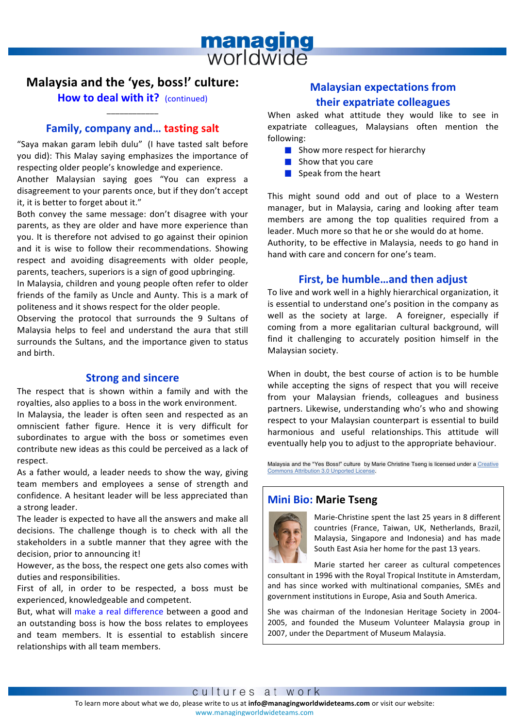## Malaysia and the 'yes, boss!' culture:

### How to deal with it? (continued)

———————

### Family, company and… tasting salt

"Saya makan garam lebih dulu" (I have tasted salt before you did): This Malay saying emphasizes the importance of respecting older people's knowledge and experience.

Another Malaysian saying goes "You can express a disagreement to your parents once, but if they don't accept it, it is better to forget about it."

Both convey the same message: don't disagree with your parents, as they are older and have more experience than you. It is therefore not advised to go against their opinion and it is wise to follow their recommendations. Showing respect and avoiding disagreements with older people, parents, teachers, superiors is a sign of good upbringing.

In Malaysia, children and young people often refer to older friends of the family as Uncle and Aunty. This is a mark of politeness and it shows respect for the older people.

Observing the protocol that surrounds the 9 Sultans of Malaysia helps to feel and understand the aura that still surrounds the Sultans, and the importance given to status and birth.

### Strong and sincere

The respect that is shown within a family and with the royalties, also applies to a boss in the work environment.

In Malaysia, the leader is often seen and respected as an omniscient father figure. Hence it is very difficult for subordinates to argue with the boss or sometimes even contribute new ideas as this could be perceived as a lack of respect.

As a father would, a leader needs to show the way, giving team members and employees a sense of strength and confidence. A hesitant leader will be less appreciated than a strong leader.

The leader is expected to have all the answers and make all decisions. The challenge though is to check with all the stakeholders in a subtle manner that they agree with the decision, prior to announcing it!

However, as the boss, the respect one gets also comes with duties and responsibilities.

First of all, in order to be respected, a boss must be experienced, knowledgeable and competent.

But, what will make a real difference between a good and an outstanding boss is how the boss relates to employees and team members. It is essential to establish sincere relationships with all team members.

### Malaysian expectations from their expatriate colleagues

When asked what attitude they would like to see in expatriate colleagues, Malaysians often mention the following:

- Show more respect for hierarchy
- Show that you care
- Speak from the heart

This might sound odd and out of place to a Western manager, but in Malaysia, caring and looking after team members are among the top qualities required from a leader. Much more so that he or she would do at home. Authority, to be effective in Malaysia, needs to go hand in hand with care and concern for one's team.

### First, be humble…and then adjust

To live and work well in a highly hierarchical organization, it is essential to understand one's position in the company as well as the society at large. A foreigner, especially if coming from a more egalitarian cultural background, will find it challenging to accurately position himself in the Malaysian society.

When in doubt, the best course of action is to be humble while accepting the signs of respect that you will receive from your Malaysian friends, colleagues and business partners. Likewise, understanding who's who and showing respect to your Malaysian counterpart is essential to build harmonious and useful relationships. This attitude will eventually help you to adjust to the appropriate behaviour.

Malaysia and the "Yes Boss!" culture by Marie Christine Tseng is licensed under a Creative Commons Attribution 3.0 Unported License.

### Mini Bio: Marie Tseng

Marie-Christine spent the last 25 years in 8 different countries (France, Taiwan, UK, Netherlands, Brazil, Malaysia, Singapore and Indonesia) and has made South East Asia her home for the past 13 years.

Marie started her career as cultural competences consultant in 1996 with the Royal Tropical Institute in Amsterdam, and has since worked with multinational companies, SMEs and government institutions in Europe, Asia and South America.

She was chairman of the Indonesian Heritage Society in 2004-2005, and founded the Museum Volunteer Malaysia group in 2007, under the Department of Museum Malaysia.

cultures at work

To learn more about what we do, please write to us at **info@managingworldwideteams.com** or visit our website: www.managingworldwideteams.com